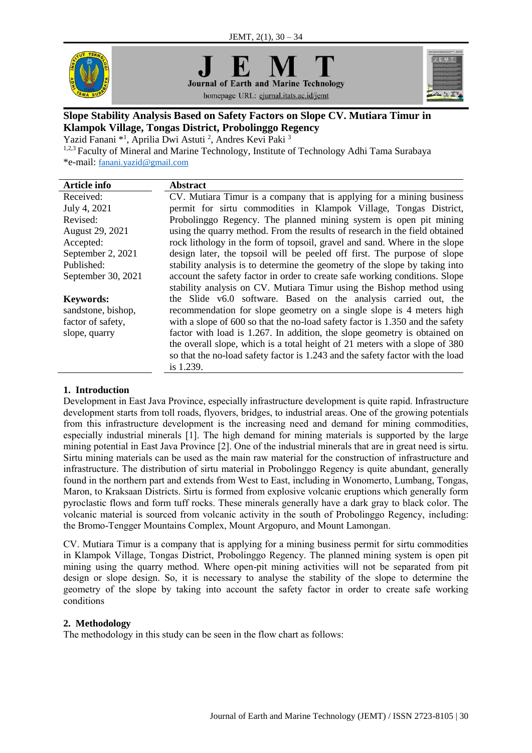# Slope Stability Analysis Based on Safety Factors on Slope CV. Mutiara Timur in Klampok Village, Tongas District, Probolinggo Regency

Yazid Fanani *[1], Aprilia Dwi Astuti [2], Andres Kevi Paki [3]

[1,2,3] Faculty of Mineral and Marine Technology, Institute of Technology Adhi Tama Surabaya

*e-mail: fanani.yazid@gmail.com

| Article info | Abstract |
|---|---|
| Received: July 4, 2021<br>Revised: August 29, 2021<br>Accepted: September 2, 2021<br>Published: September 30, 2021<br><br>**Keywords:**<br>sandstone, bishop, factor of safety, slope, quarry | CV. Mutiara Timur is a company that is applying for a mining business permit for sirtu commodities in Klampok Village, Tongas District, Probolinggo Regency. The planned mining system is open pit mining using the quarry method. From the results of research in the field obtained rock lithology in the form of topsoil, gravel and sand. Where in the slope design later, the topsoil will be peeled off first. The purpose of slope stability analysis is to determine the geometry of the slope by taking into account the safety factor in order to create safe working conditions. Slope stability analysis on CV. Mutiara Timur using the Bishop method using the Slide v6.0 software. Based on the analysis carried out, the recommendation for slope geometry on a single slope is 4 meters high with a slope of 600 so that the no-load safety factor is 1.350 and the safety factor with load is 1.267. In addition, the slope geometry is obtained on the overall slope, which is a total height of 21 meters with a slope of 380 so that the no-load safety factor is 1.243 and the safety factor with the load is 1.239. |

## 1. Introduction

Development in East Java Province, especially infrastructure development is quite rapid. Infrastructure development starts from toll roads, flyovers, bridges, to industrial areas. One of the growing potentials from this infrastructure development is the increasing need and demand for mining commodities, especially industrial minerals [1]. The high demand for mining materials is supported by the large mining potential in East Java Province [2]. One of the industrial minerals that are in great need is sirtu. Sirtu mining materials can be used as the main raw material for the construction of infrastructure and infrastructure. The distribution of sirtu material in Probolinggo Regency is quite abundant, generally found in the northern part and extends from West to East, including in Wonomerto, Lumbang, Tongas, Maron, to Kraksaan Districts. Sirtu is formed from explosive volcanic eruptions which generally form pyroclastic flows and form tuff rocks. These minerals generally have a dark gray to black color. The volcanic material is sourced from volcanic activity in the south of Probolinggo Regency, including: the Bromo-Tengger Mountains Complex, Mount Argopuro, and Mount Lamongan.

CV. Mutiara Timur is a company that is applying for a mining business permit for sirtu commodities in Klampok Village, Tongas District, Probolinggo Regency. The planned mining system is open pit mining using the quarry method. Where open-pit mining activities will not be separated from pit design or slope design. So, it is necessary to analyse the stability of the slope to determine the geometry of the slope by taking into account the safety factor in order to create safe working conditions

## 2. Methodology

The methodology in this study can be seen in the flow chart as follows: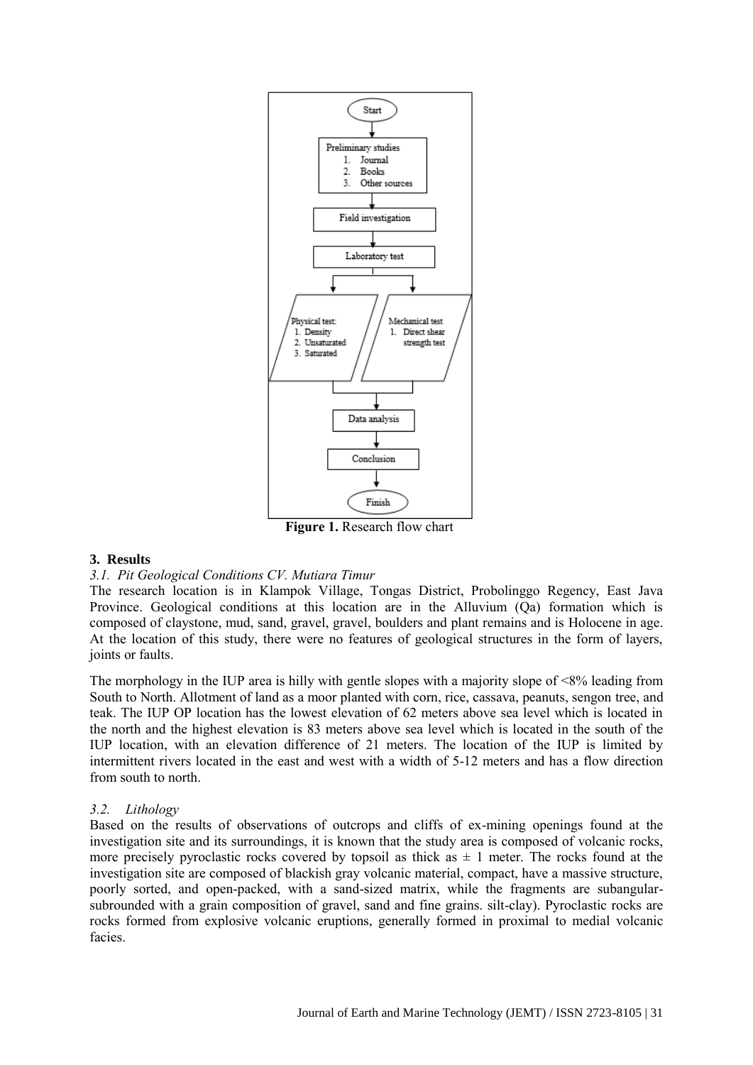Figure 1. Research flow chart

## 3. Results

### *3.1. Pit Geological Conditions CV. Mutiara Timur*

The research location is in Klampok Village, Tongas District, Probolinggo Regency, East Java Province. Geological conditions at this location are in the Alluvium (Qa) formation which is composed of claystone, mud, sand, gravel, gravel, boulders and plant remains and is Holocene in age. At the location of this study, there were no features of geological structures in the form of layers, joints or faults.

The morphology in the IUP area is hilly with gentle slopes with a majority slope of <8% leading from South to North. Allotment of land as a moor planted with corn, rice, cassava, peanuts, sengon tree, and teak. The IUP OP location has the lowest elevation of 62 meters above sea level which is located in the north and the highest elevation is 83 meters above sea level which is located in the south of the IUP location, with an elevation difference of 21 meters. The location of the IUP is limited by intermittent rivers located in the east and west with a width of 5-12 meters and has a flow direction from south to north.

### *3.2. Lithology*

Based on the results of observations of outcrops and cliffs of ex-mining openings found at the investigation site and its surroundings, it is known that the study area is composed of volcanic rocks, more precisely pyroclastic rocks covered by topsoil as thick as ± 1 meter. The rocks found at the investigation site are composed of blackish gray volcanic material, compact, have a massive structure, poorly sorted, and open-packed, with a sand-sized matrix, while the fragments are subangular-subrounded with a grain composition of gravel, sand and fine grains. silt-clay). Pyroclastic rocks are rocks formed from explosive volcanic eruptions, generally formed in proximal to medial volcanic facies.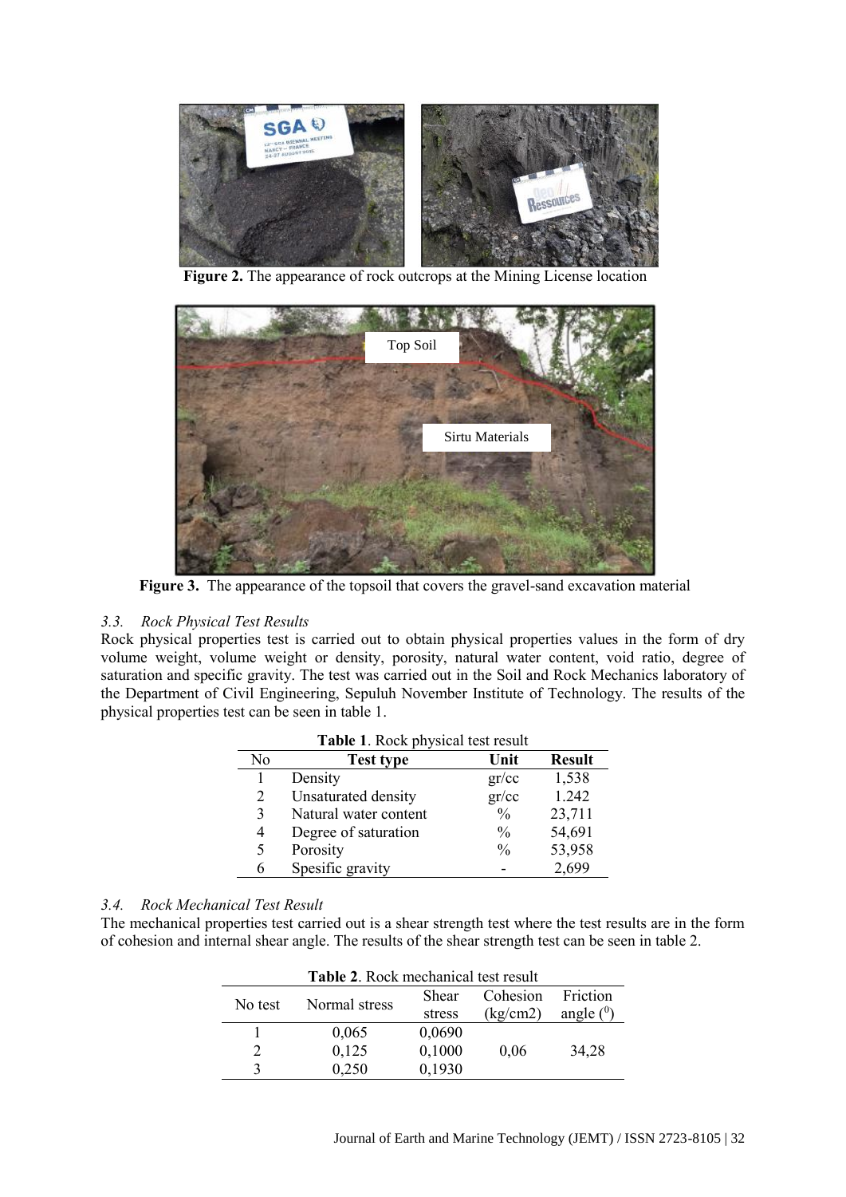**Figure 2.** The appearance of rock outcrops at the Mining License location

**Figure 3.** The appearance of the topsoil that covers the gravel-sand excavation material

### *3.3. Rock Physical Test Results*

Rock physical properties test is carried out to obtain physical properties values in the form of dry volume weight, volume weight or density, porosity, natural water content, void ratio, degree of saturation and specific gravity. The test was carried out in the Soil and Rock Mechanics laboratory of the Department of Civil Engineering, Sepuluh November Institute of Technology. The results of the physical properties test can be seen in table 1.

**Table 1**. Rock physical test result

| No | Test type | Unit | Result |
|---|---|---|---|
| 1 | Density | gr/cc | 1,538 |
| 2 | Unsaturated density | gr/cc | 1.242 |
| 3 | Natural water content | % | 23,711 |
| 4 | Degree of saturation | % | 54,691 |
| 5 | Porosity | % | 53,958 |
| 6 | Spesific gravity | - | 2,699 |

### *3.4. Rock Mechanical Test Result*

The mechanical properties test carried out is a shear strength test where the test results are in the form of cohesion and internal shear angle. The results of the shear strength test can be seen in table 2.

**Table 2**. Rock mechanical test result

| No test | Normal stress | Shear stress | Cohesion (kg/cm2) | Friction angle ($^0$) |
|---|---|---|---|---|
| 1 | 0,065 | 0,0690 | 0,06 | 34,28 |
| 2 | 0,125 | 0,1000 | | |
| 3 | 0,250 | 0,1930 | | |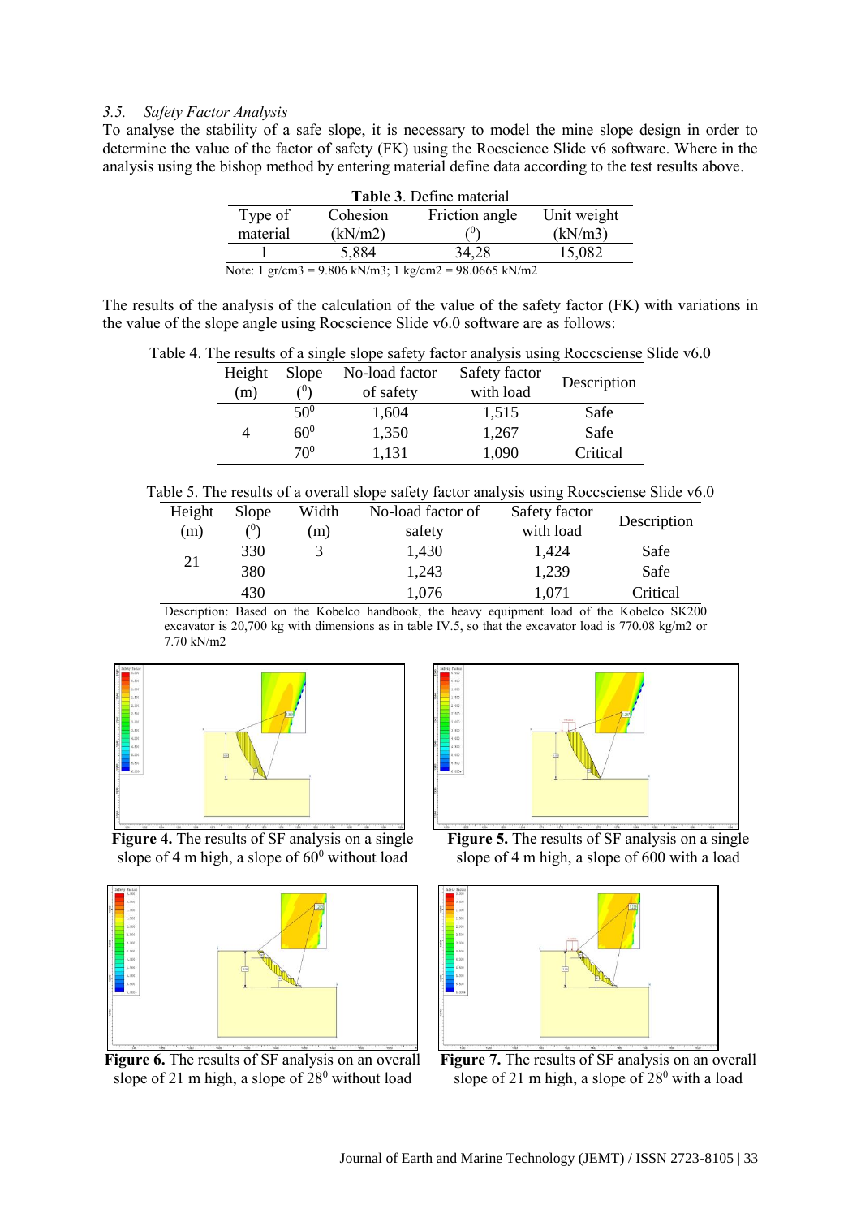### *3.5. Safety Factor Analysis*

To analyse the stability of a safe slope, it is necessary to model the mine slope design in order to determine the value of the factor of safety (FK) using the Rocscience Slide v6 software. Where in the analysis using the bishop method by entering material define data according to the test results above.

**Table 3**. Define material

| Type of material | Cohesion (kN/m2) | Friction angle ($^0$) | Unit weight (kN/m3) |
|---|---|---|---|
| 1 | 5,884 | 34,28 | 15,082 |

Note: 1 gr/cm3 = 9.806 kN/m3; 1 kg/cm2 = 98.0665 kN/m2

The results of the analysis of the calculation of the value of the safety factor (FK) with variations in the value of the slope angle using Rocscience Slide v6.0 software are as follows:

Table 4. The results of a single slope safety factor analysis using Roccsciense Slide v6.0

| Height (m) | Slope ($^0$) | No-load factor of safety | Safety factor with load | Description |
|---|---|---|---|---|
| 4 | $50^0$ | 1,604 | 1,515 | Safe |
| | $60^0$ | 1,350 | 1,267 | Safe |
| | $70^0$ | 1,131 | 1,090 | Critical |

Table 5. The results of a overall slope safety factor analysis using Roccsciense Slide v6.0

| Height (m) | Slope ($^0$) | Width (m) | No-load factor of safety | Safety factor with load | Description |
|---|---|---|---|---|---|
| 21 | 330 | 3 | 1,430 | 1,424 | Safe |
| | 380 | | 1,243 | 1,239 | Safe |
| | 430 | | 1,076 | 1,071 | Critical |

Description: Based on the Kobelco handbook, the heavy equipment load of the Kobelco SK200 excavator is 20,700 kg with dimensions as in table IV.5, so that the excavator load is 770.08 kg/m2 or 7.70 kN/m2

**Figure 4.** The results of SF analysis on a single slope of 4 m high, a slope of $60^0$ without load

**Figure 5.** The results of SF analysis on a single slope of 4 m high, a slope of 600 with a load

**Figure 6.** The results of SF analysis on an overall slope of 21 m high, a slope of $28^0$ without load

**Figure 7.** The results of SF analysis on an overall slope of 21 m high, a slope of $28^0$ with a load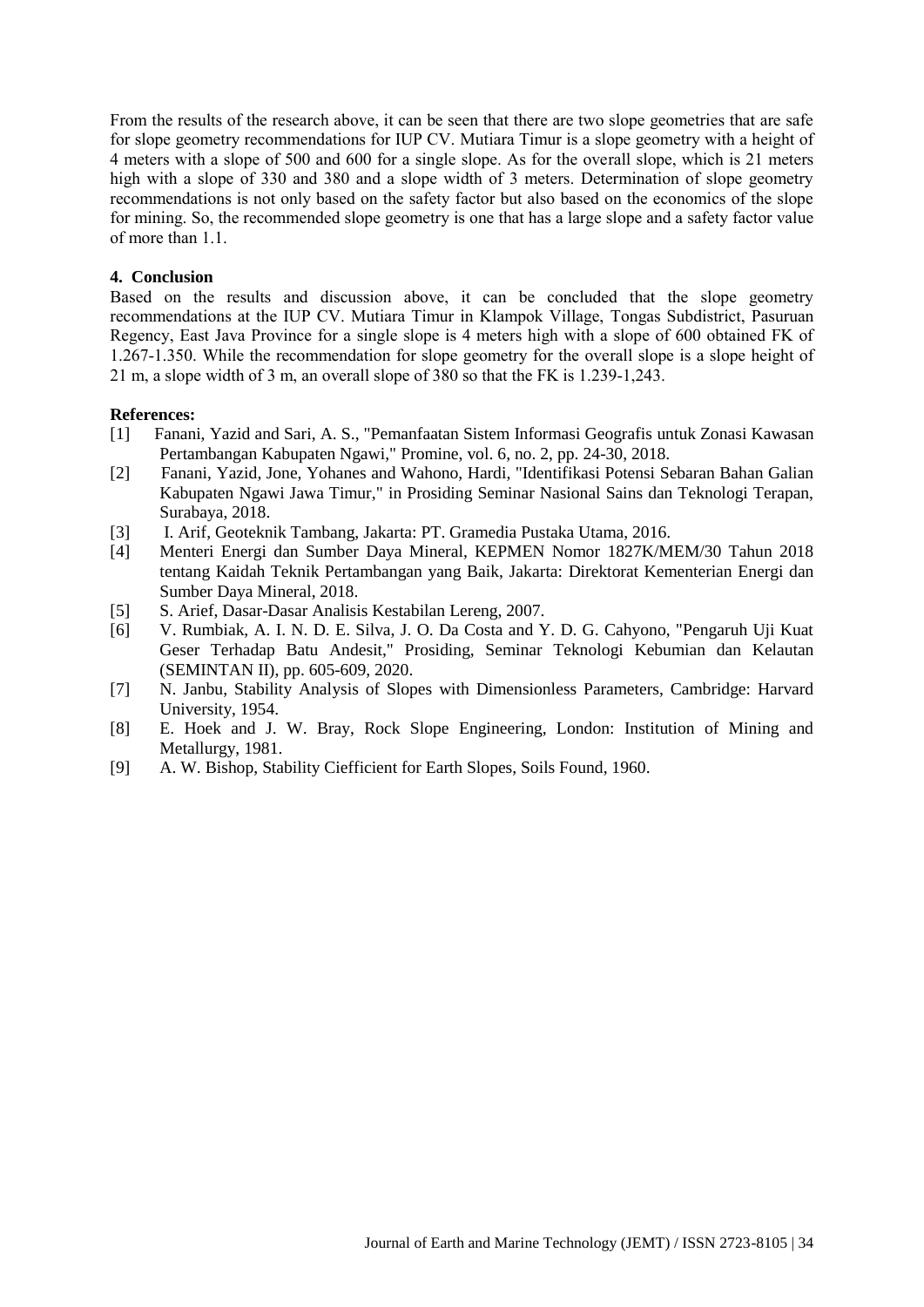From the results of the research above, it can be seen that there are two slope geometries that are safe for slope geometry recommendations for IUP CV. Mutiara Timur is a slope geometry with a height of 4 meters with a slope of 500 and 600 for a single slope. As for the overall slope, which is 21 meters high with a slope of 330 and 380 and a slope width of 3 meters. Determination of slope geometry recommendations is not only based on the safety factor but also based on the economics of the slope for mining. So, the recommended slope geometry is one that has a large slope and a safety factor value of more than 1.1.

## 4. Conclusion

Based on the results and discussion above, it can be concluded that the slope geometry recommendations at the IUP CV. Mutiara Timur in Klampok Village, Tongas Subdistrict, Pasuruan Regency, East Java Province for a single slope is 4 meters high with a slope of 600 obtained FK of 1.267-1.350. While the recommendation for slope geometry for the overall slope is a slope height of 21 m, a slope width of 3 m, an overall slope of 380 so that the FK is 1.239-1,243.

## References:

[1] Fanani, Yazid and Sari, A. S., "Pemanfaatan Sistem Informasi Geografis untuk Zonasi Kawasan Pertambangan Kabupaten Ngawi," Promine, vol. 6, no. 2, pp. 24-30, 2018.

[2] Fanani, Yazid, Jone, Yohanes and Wahono, Hardi, "Identifikasi Potensi Sebaran Bahan Galian Kabupaten Ngawi Jawa Timur," in Prosiding Seminar Nasional Sains dan Teknologi Terapan, Surabaya, 2018.

[3] I. Arif, Geoteknik Tambang, Jakarta: PT. Gramedia Pustaka Utama, 2016.

[4] Menteri Energi dan Sumber Daya Mineral, KEPMEN Nomor 1827K/MEM/30 Tahun 2018 tentang Kaidah Teknik Pertambangan yang Baik, Jakarta: Direktorat Kementerian Energi dan Sumber Daya Mineral, 2018.

[5] S. Arief, Dasar-Dasar Analisis Kestabilan Lereng, 2007.

[6] V. Rumbiak, A. I. N. D. E. Silva, J. O. Da Costa and Y. D. G. Cahyono, "Pengaruh Uji Kuat Geser Terhadap Batu Andesit," Prosiding, Seminar Teknologi Kebumian dan Kelautan (SEMINTAN II), pp. 605-609, 2020.

[7] N. Janbu, Stability Analysis of Slopes with Dimensionless Parameters, Cambridge: Harvard University, 1954.

[8] E. Hoek and J. W. Bray, Rock Slope Engineering, London: Institution of Mining and Metallurgy, 1981.

[9] A. W. Bishop, Stability Ciefficient for Earth Slopes, Soils Found, 1960.